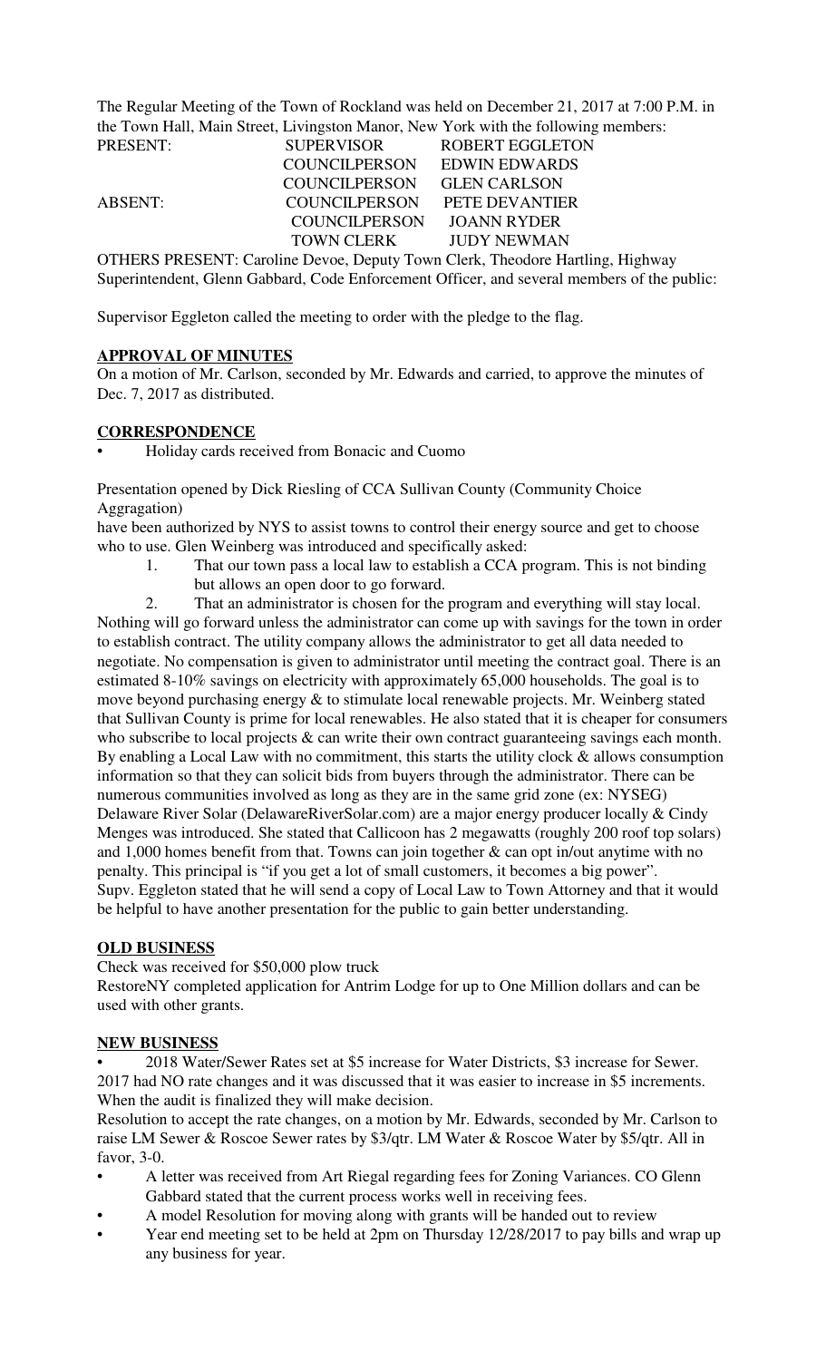The Regular Meeting of the Town of Rockland was held on December 21, 2017 at 7:00 P.M. in the Town Hall, Main Street, Livingston Manor, New York with the following members:

| PRESENT: | SUPERVISOR | ROBERT EGGLETON |
|---|---|---|
| | COUNCILPERSON | EDWIN EDWARDS |
| | COUNCILPERSON | GLEN CARLSON |
| ABSENT: | COUNCILPERSON | PETE DEVANTIER |
| | COUNCILPERSON | JOANN RYDER |
| | TOWN CLERK | JUDY NEWMAN |

OTHERS PRESENT: Caroline Devoe, Deputy Town Clerk, Theodore Hartling, Highway Superintendent, Glenn Gabbard, Code Enforcement Officer, and several members of the public:

Supervisor Eggleton called the meeting to order with the pledge to the flag.

**APPROVAL OF MINUTES**

On a motion of Mr. Carlson, seconded by Mr. Edwards and carried, to approve the minutes of Dec. 7, 2017 as distributed.

**CORRESPONDENCE**

- Holiday cards received from Bonacic and Cuomo

Presentation opened by Dick Riesling of CCA Sullivan County (Community Choice Aggragation)
have been authorized by NYS to assist towns to control their energy source and get to choose who to use. Glen Weinberg was introduced and specifically asked:

1. That our town pass a local law to establish a CCA program. This is not binding but allows an open door to go forward.
2. That an administrator is chosen for the program and everything will stay local.

Nothing will go forward unless the administrator can come up with savings for the town in order to establish contract. The utility company allows the administrator to get all data needed to negotiate. No compensation is given to administrator until meeting the contract goal. There is an estimated 8-10% savings on electricity with approximately 65,000 households. The goal is to move beyond purchasing energy & to stimulate local renewable projects. Mr. Weinberg stated that Sullivan County is prime for local renewables. He also stated that it is cheaper for consumers who subscribe to local projects & can write their own contract guaranteeing savings each month. By enabling a Local Law with no commitment, this starts the utility clock & allows consumption information so that they can solicit bids from buyers through the administrator. There can be numerous communities involved as long as they are in the same grid zone (ex: NYSEG) Delaware River Solar (DelawareRiverSolar.com) are a major energy producer locally & Cindy Menges was introduced. She stated that Callicoon has 2 megawatts (roughly 200 roof top solars) and 1,000 homes benefit from that. Towns can join together & can opt in/out anytime with no penalty. This principal is "if you get a lot of small customers, it becomes a big power". Supv. Eggleton stated that he will send a copy of Local Law to Town Attorney and that it would be helpful to have another presentation for the public to gain better understanding.

**OLD BUSINESS**

Check was received for $50,000 plow truck
RestoreNY completed application for Antrim Lodge for up to One Million dollars and can be used with other grants.

**NEW BUSINESS**

- 2018 Water/Sewer Rates set at $5 increase for Water Districts, $3 increase for Sewer.

2017 had NO rate changes and it was discussed that it was easier to increase in $5 increments. When the audit is finalized they will make decision.

Resolution to accept the rate changes, on a motion by Mr. Edwards, seconded by Mr. Carlson to raise LM Sewer & Roscoe Sewer rates by $3/qtr. LM Water & Roscoe Water by $5/qtr. All in favor, 3-0.

- A letter was received from Art Riegal regarding fees for Zoning Variances. CO Glenn Gabbard stated that the current process works well in receiving fees.
- A model Resolution for moving along with grants will be handed out to review
- Year end meeting set to be held at 2pm on Thursday 12/28/2017 to pay bills and wrap up any business for year.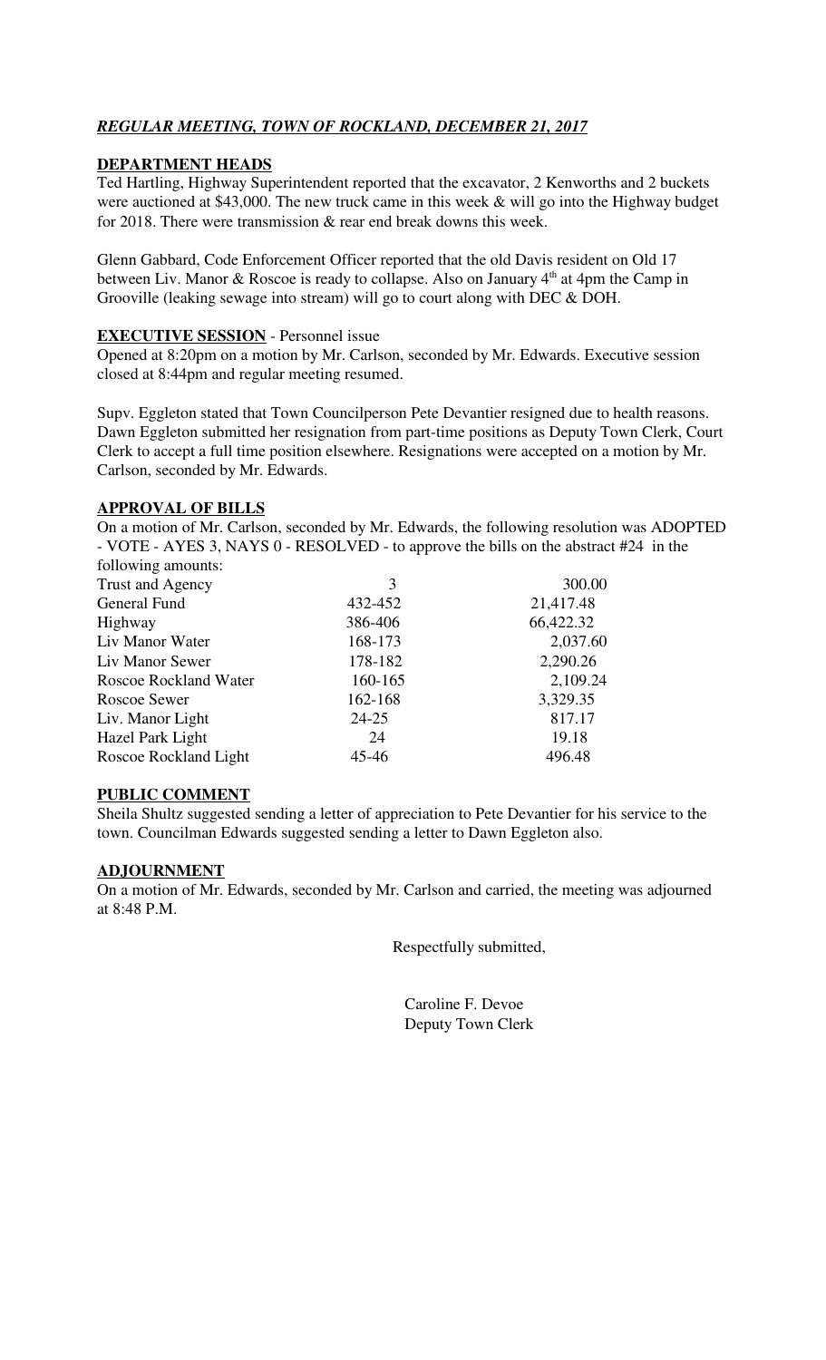***REGULAR MEETING, TOWN OF ROCKLAND, DECEMBER 21, 2017***

**DEPARTMENT HEADS**

Ted Hartling, Highway Superintendent reported that the excavator, 2 Kenworths and 2 buckets were auctioned at $43,000. The new truck came in this week & will go into the Highway budget for 2018. There were transmission & rear end break downs this week.

Glenn Gabbard, Code Enforcement Officer reported that the old Davis resident on Old 17 between Liv. Manor & Roscoe is ready to collapse. Also on January 4th at 4pm the Camp in Grooville (leaking sewage into stream) will go to court along with DEC & DOH.

**EXECUTIVE SESSION** - Personnel issue

Opened at 8:20pm on a motion by Mr. Carlson, seconded by Mr. Edwards. Executive session closed at 8:44pm and regular meeting resumed.

Supv. Eggleton stated that Town Councilperson Pete Devantier resigned due to health reasons. Dawn Eggleton submitted her resignation from part-time positions as Deputy Town Clerk, Court Clerk to accept a full time position elsewhere. Resignations were accepted on a motion by Mr. Carlson, seconded by Mr. Edwards.

**APPROVAL OF BILLS**

On a motion of Mr. Carlson, seconded by Mr. Edwards, the following resolution was ADOPTED - VOTE - AYES 3, NAYS 0 - RESOLVED - to approve the bills on the abstract #24 in the following amounts:

| | | |
|---|---|---|
| Trust and Agency | 3 | 300.00 |
| General Fund | 432-452 | 21,417.48 |
| Highway | 386-406 | 66,422.32 |
| Liv Manor Water | 168-173 | 2,037.60 |
| Liv Manor Sewer | 178-182 | 2,290.26 |
| Roscoe Rockland Water | 160-165 | 2,109.24 |
| Roscoe Sewer | 162-168 | 3,329.35 |
| Liv. Manor Light | 24-25 | 817.17 |
| Hazel Park Light | 24 | 19.18 |
| Roscoe Rockland Light | 45-46 | 496.48 |

**PUBLIC COMMENT**

Sheila Shultz suggested sending a letter of appreciation to Pete Devantier for his service to the town. Councilman Edwards suggested sending a letter to Dawn Eggleton also.

**ADJOURNMENT**

On a motion of Mr. Edwards, seconded by Mr. Carlson and carried, the meeting was adjourned at 8:48 P.M.

Respectfully submitted,

Caroline F. Devoe
Deputy Town Clerk